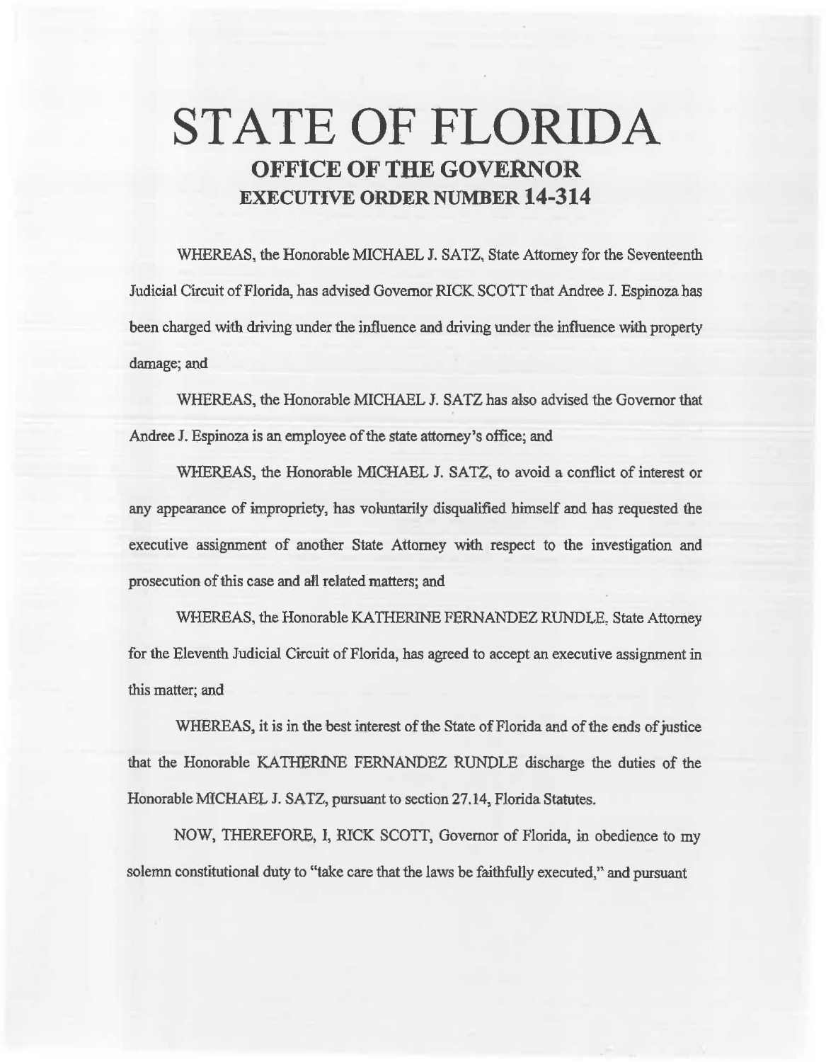# STATE OF FLORIDA

## OFFICE OF THE GOVERNOR

## EXECUTIVE ORDER NUMBER 14-314

WHEREAS, the Honorable MICHAEL J. SATZ, State Attorney for the Seventeenth Judicial Circuit of Florida, has advised Governor RICK SCOTT that Andree J. Espinoza has been charged with driving under the influence and driving under the influence with property damage; and

WHEREAS, the Honorable MICHAEL J. SATZ has also advised the Governor that Andree J. Espinoza is an employee of the state attorney's office; and

WHEREAS, the Honorable MICHAEL J. SATZ, to avoid a conflict of interest or any appearance of impropriety, has voluntarily disqualified himself and has requested the executive assignment of another State Attorney with respect to the investigation and prosecution of this case and all related matters; and

WHEREAS, the Honorable KATHERINE FERNANDEZ RUNDLE, State Attorney for the Eleventh Judicial Circuit of Florida, has agreed to accept an executive assignment in this matter; and

WHEREAS, it is in the best interest of the State of Florida and of the ends of justice that the Honorable KATHERINE FERNANDEZ RUNDLE discharge the duties of the Honorable MICHAEL J. SATZ, pursuant to section 27.14, Florida Statutes.

NOW, THEREFORE, I, RICK SCOTT, Governor of Florida, in obedience to my solemn constitutional duty to "take care that the laws be faithfully executed," and pursuant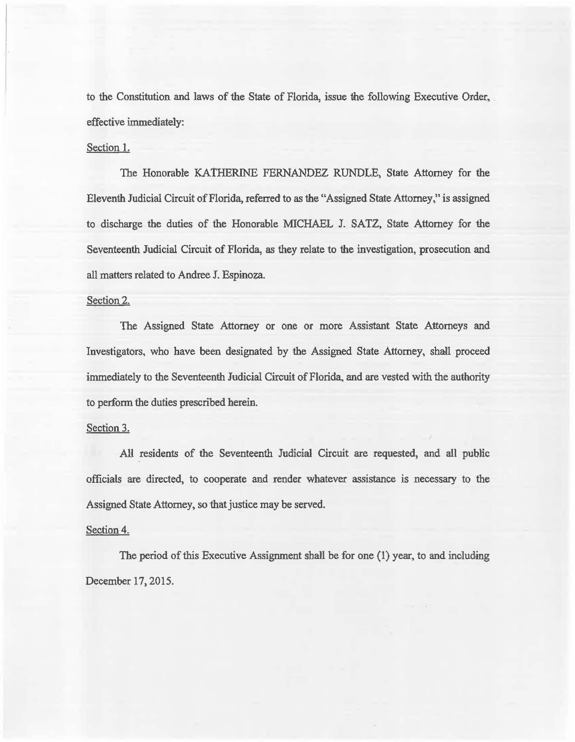to the Constitution and laws of the State of Florida, issue the following Executive Order, effective immediately:

Section 1.

The Honorable KATHERINE FERNANDEZ RUNDLE, State Attorney for the Eleventh Judicial Circuit of Florida, referred to as the "Assigned State Attorney," is assigned to discharge the duties of the Honorable MICHAEL J. SATZ, State Attorney for the Seventeenth Judicial Circuit of Florida, as they relate to the investigation, prosecution and all matters related to Andree J. Espinoza.

Section 2.

The Assigned State Attorney or one or more Assistant State Attorneys and Investigators, who have been designated by the Assigned State Attorney, shall proceed immediately to the Seventeenth Judicial Circuit of Florida, and are vested with the authority to perform the duties prescribed herein.

Section 3.

All residents of the Seventeenth Judicial Circuit are requested, and all public officials are directed, to cooperate and render whatever assistance is necessary to the Assigned State Attorney, so that justice may be served.

Section 4.

The period of this Executive Assignment shall be for one (1) year, to and including December 17, 2015.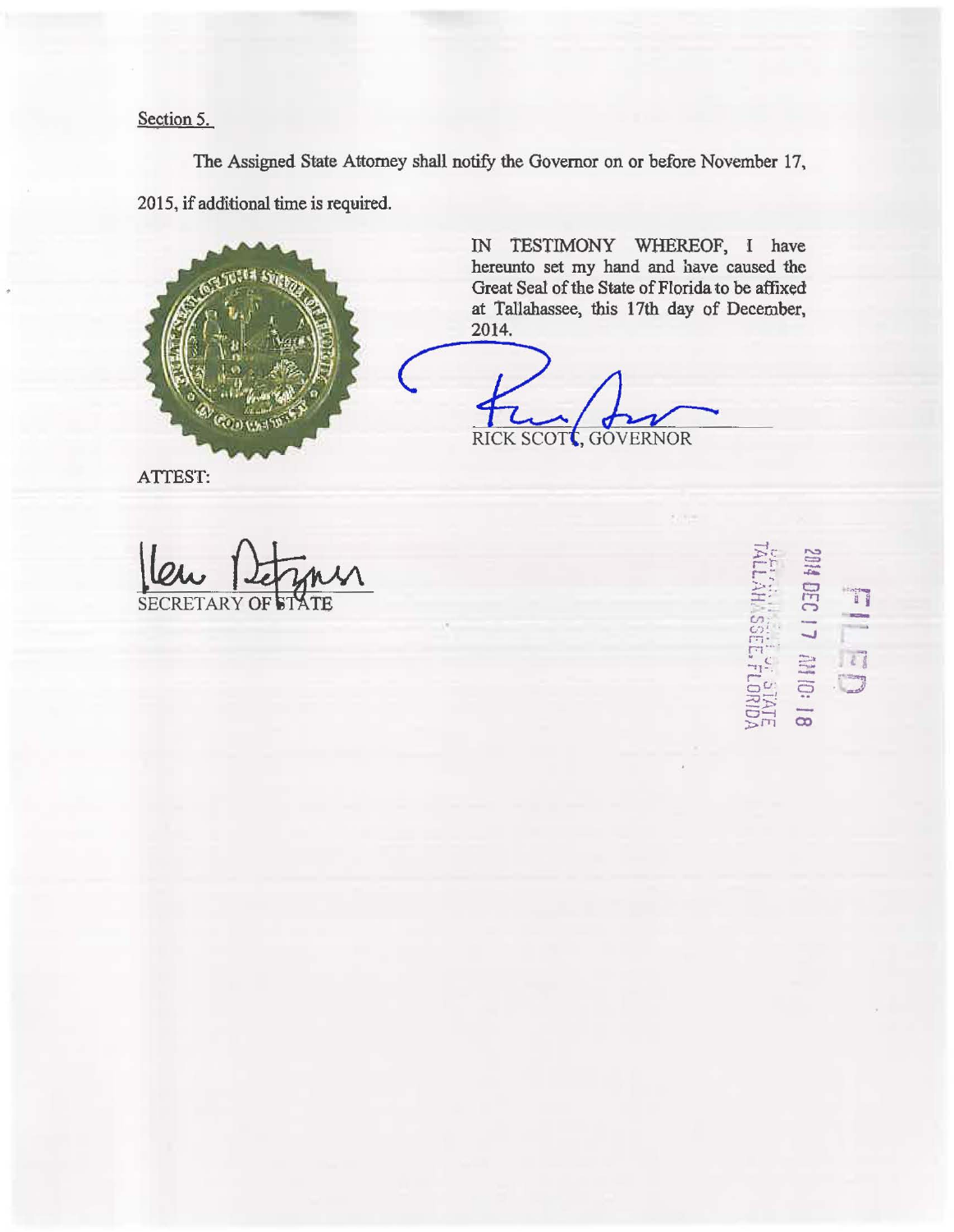Section 5.

The Assigned State Attorney shall notify the Governor on or before November 17, 2015, if additional time is required.

IN TESTIMONY WHEREOF, I have hereunto set my hand and have caused the Great Seal of the State of Florida to be affixed at Tallahassee, this 17th day of December, 2014.

RICK SCOTT, GOVERNOR

ATTEST:

SECRETARY OF STATE

FILED

2014 DEC 17 AM 10:18

DEPARTMENT OF STATE
TALLAHASSEE, FLORIDA